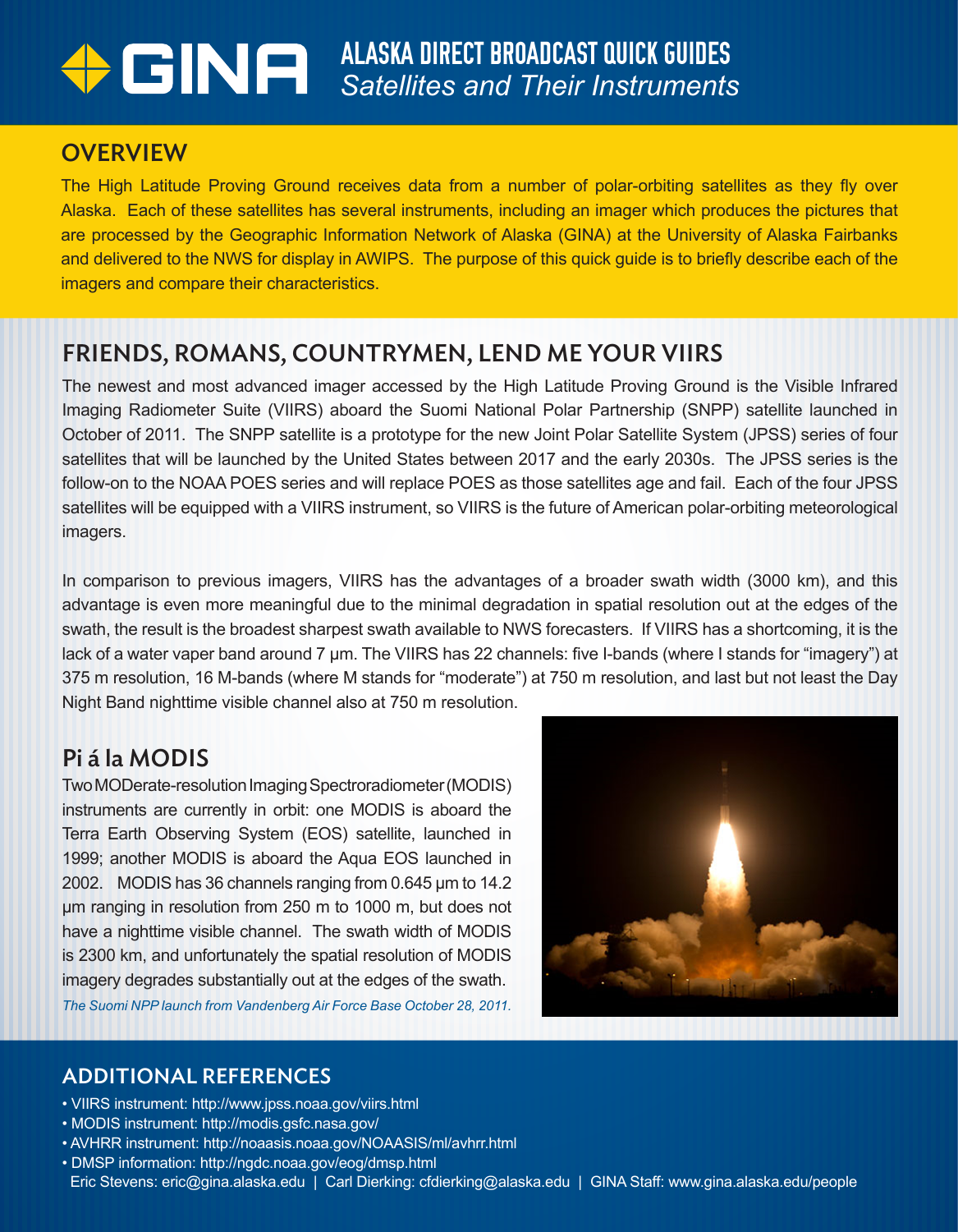# GINA

## ALASKA DIRECT BROADCAST QUICK GUIDES
*Satellites and Their Instruments*

## OVERVIEW

The High Latitude Proving Ground receives data from a number of polar-orbiting satellites as they fly over Alaska. Each of these satellites has several instruments, including an imager which produces the pictures that are processed by the Geographic Information Network of Alaska (GINA) at the University of Alaska Fairbanks and delivered to the NWS for display in AWIPS. The purpose of this quick guide is to briefly describe each of the imagers and compare their characteristics.

## FRIENDS, ROMANS, COUNTRYMEN, LEND ME YOUR VIIRS

The newest and most advanced imager accessed by the High Latitude Proving Ground is the Visible Infrared Imaging Radiometer Suite (VIIRS) aboard the Suomi National Polar Partnership (SNPP) satellite launched in October of 2011. The SNPP satellite is a prototype for the new Joint Polar Satellite System (JPSS) series of four satellites that will be launched by the United States between 2017 and the early 2030s. The JPSS series is the follow-on to the NOAA POES series and will replace POES as those satellites age and fail. Each of the four JPSS satellites will be equipped with a VIIRS instrument, so VIIRS is the future of American polar-orbiting meteorological imagers.

In comparison to previous imagers, VIIRS has the advantages of a broader swath width (3000 km), and this advantage is even more meaningful due to the minimal degradation in spatial resolution out at the edges of the swath, the result is the broadest sharpest swath available to NWS forecasters. If VIIRS has a shortcoming, it is the lack of a water vaper band around 7 µm. The VIIRS has 22 channels: five I-bands (where I stands for "imagery") at 375 m resolution, 16 M-bands (where M stands for "moderate") at 750 m resolution, and last but not least the Day Night Band nighttime visible channel also at 750 m resolution.

## Pi á la MODIS

Two MODerate-resolution Imaging Spectroradiometer (MODIS) instruments are currently in orbit: one MODIS is aboard the Terra Earth Observing System (EOS) satellite, launched in 1999; another MODIS is aboard the Aqua EOS launched in 2002. MODIS has 36 channels ranging from 0.645 µm to 14.2 µm ranging in resolution from 250 m to 1000 m, but does not have a nighttime visible channel. The swath width of MODIS is 2300 km, and unfortunately the spatial resolution of MODIS imagery degrades substantially out at the edges of the swath.

*The Suomi NPP launch from Vandenberg Air Force Base October 28, 2011.*

## ADDITIONAL REFERENCES

- VIIRS instrument: http://www.jpss.noaa.gov/viirs.html
- MODIS instrument: http://modis.gsfc.nasa.gov/
- AVHRR instrument: http://noaasis.noaa.gov/NOAASIS/ml/avhrr.html
- DMSP information: http://ngdc.noaa.gov/eog/dmsp.html

Eric Stevens: eric@gina.alaska.edu | Carl Dierking: cfdierking@alaska.edu | GINA Staff: www.gina.alaska.edu/people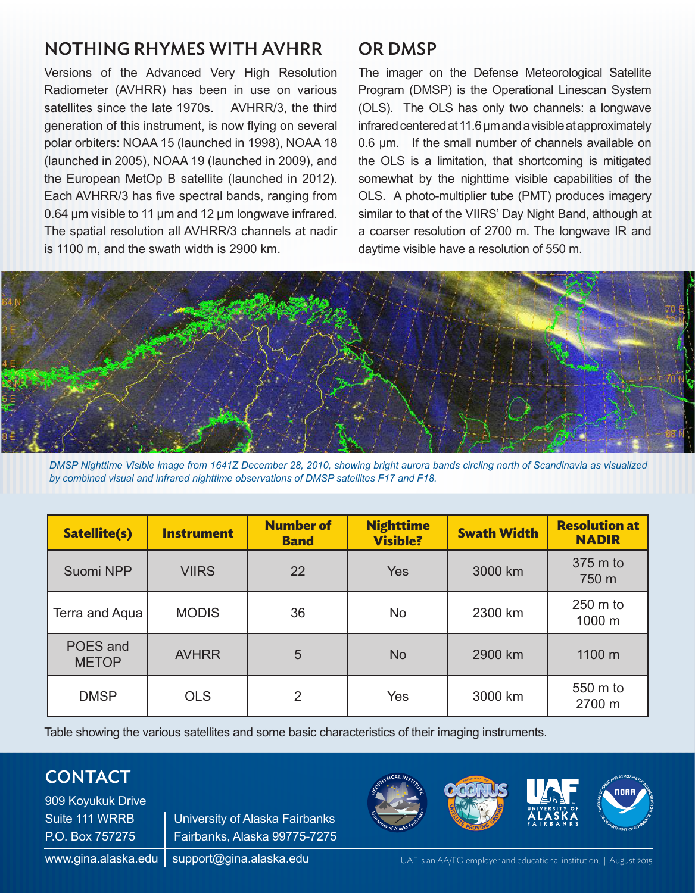## NOTHING RHYMES WITH AVHRR

Versions of the Advanced Very High Resolution Radiometer (AVHRR) has been in use on various satellites since the late 1970s. AVHRR/3, the third generation of this instrument, is now flying on several polar orbiters: NOAA 15 (launched in 1998), NOAA 18 (launched in 2005), NOAA 19 (launched in 2009), and the European MetOp B satellite (launched in 2012). Each AVHRR/3 has five spectral bands, ranging from 0.64 µm visible to 11 µm and 12 µm longwave infrared. The spatial resolution all AVHRR/3 channels at nadir is 1100 m, and the swath width is 2900 km.

## OR DMSP

The imager on the Defense Meteorological Satellite Program (DMSP) is the Operational Linescan System (OLS). The OLS has only two channels: a longwave infrared centered at 11.6 µm and a visible at approximately 0.6 µm. If the small number of channels available on the OLS is a limitation, that shortcoming is mitigated somewhat by the nighttime visible capabilities of the OLS. A photo-multiplier tube (PMT) produces imagery similar to that of the VIIRS' Day Night Band, although at a coarser resolution of 2700 m. The longwave IR and daytime visible have a resolution of 550 m.

*DMSP Nighttime Visible image from 1641Z December 28, 2010, showing bright aurora bands circling north of Scandinavia as visualized by combined visual and infrared nighttime observations of DMSP satellites F17 and F18.*

| Satellite(s) | Instrument | Number of Band | Nighttime Visible? | Swath Width | Resolution at NADIR |
|---|---|---|---|---|---|
| Suomi NPP | VIIRS | 22 | Yes | 3000 km | 375 m to 750 m |
| Terra and Aqua | MODIS | 36 | No | 2300 km | 250 m to 1000 m |
| POES and METOP | AVHRR | 5 | No | 2900 km | 1100 m |
| DMSP | OLS | 2 | Yes | 3000 km | 550 m to 2700 m |

Table showing the various satellites and some basic characteristics of their imaging instruments.

## CONTACT

909 Koyukuk Drive
Suite 111 WRRB
P.O. Box 757275

University of Alaska Fairbanks
Fairbanks, Alaska 99775-7275

www.gina.alaska.edu | support@gina.alaska.edu

UAF is an AA/EO employer and educational institution. | August 2015